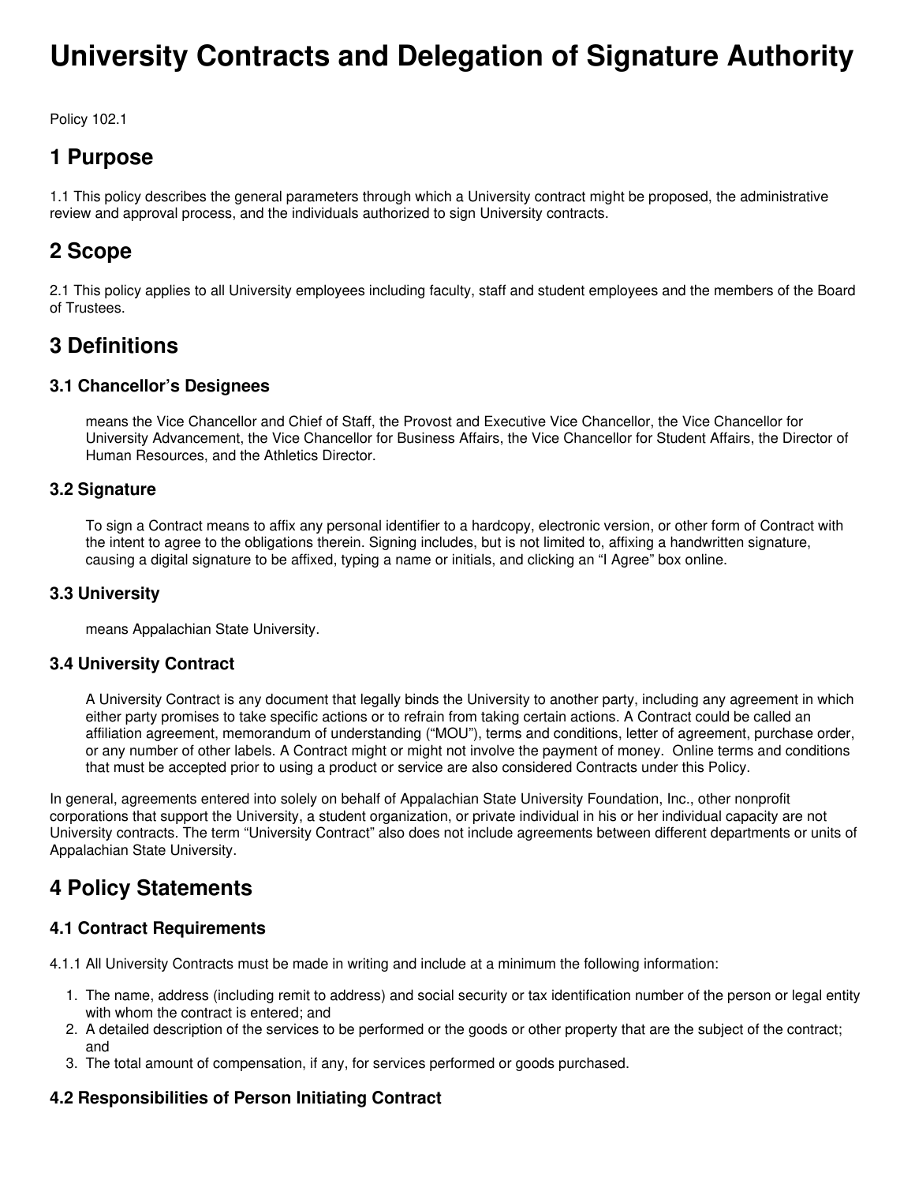# University Contracts and Delegation of Signature Authority

Policy 102.1

## 1 Purpose

1.1 This policy describes the general parameters through which a University contract might be proposed, the administrative review and approval process, and the individuals authorized to sign University contracts.

## 2 Scope

2.1 This policy applies to all University employees including faculty, staff and student employees and the members of the Board of Trustees.

## 3 Definitions

### 3.1 Chancellor's Designees

means the Vice Chancellor and Chief of Staff, the Provost and Executive Vice Chancellor, the Vice Chancellor for University Advancement, the Vice Chancellor for Business Affairs, the Vice Chancellor for Student Affairs, the Director of Human Resources, and the Athletics Director.

### 3.2 Signature

To sign a Contract means to affix any personal identifier to a hardcopy, electronic version, or other form of Contract with the intent to agree to the obligations therein. Signing includes, but is not limited to, affixing a handwritten signature, causing a digital signature to be affixed, typing a name or initials, and clicking an "I Agree" box online.

### 3.3 University

means Appalachian State University.

### 3.4 University Contract

A University Contract is any document that legally binds the University to another party, including any agreement in which either party promises to take specific actions or to refrain from taking certain actions. A Contract could be called an affiliation agreement, memorandum of understanding ("MOU"), terms and conditions, letter of agreement, purchase order, or any number of other labels. A Contract might or might not involve the payment of money. Online terms and conditions that must be accepted prior to using a product or service are also considered Contracts under this Policy.

In general, agreements entered into solely on behalf of Appalachian State University Foundation, Inc., other nonprofit corporations that support the University, a student organization, or private individual in his or her individual capacity are not University contracts. The term "University Contract" also does not include agreements between different departments or units of Appalachian State University.

## 4 Policy Statements

### 4.1 Contract Requirements

4.1.1 All University Contracts must be made in writing and include at a minimum the following information:

1. The name, address (including remit to address) and social security or tax identification number of the person or legal entity with whom the contract is entered; and
2. A detailed description of the services to be performed or the goods or other property that are the subject of the contract; and
3. The total amount of compensation, if any, for services performed or goods purchased.

### 4.2 Responsibilities of Person Initiating Contract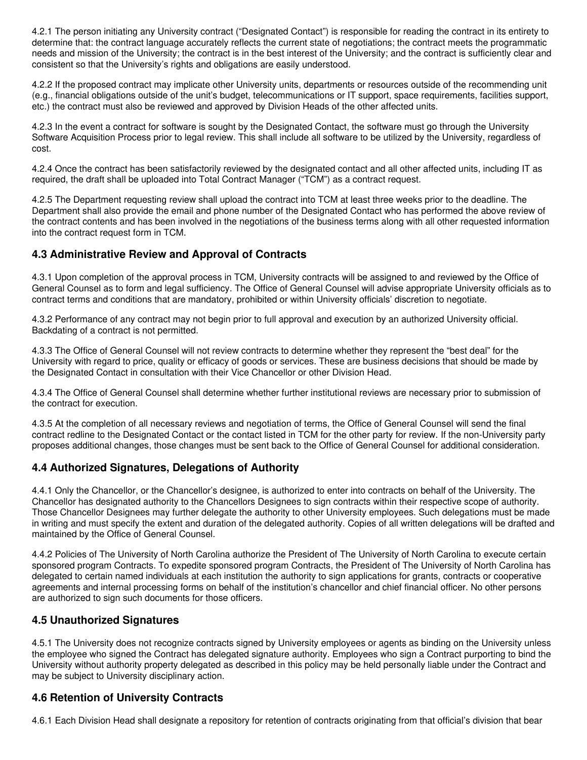4.2.1 The person initiating any University contract ("Designated Contact") is responsible for reading the contract in its entirety to determine that: the contract language accurately reflects the current state of negotiations; the contract meets the programmatic needs and mission of the University; the contract is in the best interest of the University; and the contract is sufficiently clear and consistent so that the University's rights and obligations are easily understood.

4.2.2 If the proposed contract may implicate other University units, departments or resources outside of the recommending unit (e.g., financial obligations outside of the unit's budget, telecommunications or IT support, space requirements, facilities support, etc.) the contract must also be reviewed and approved by Division Heads of the other affected units.

4.2.3 In the event a contract for software is sought by the Designated Contact, the software must go through the University Software Acquisition Process prior to legal review. This shall include all software to be utilized by the University, regardless of cost.

4.2.4 Once the contract has been satisfactorily reviewed by the designated contact and all other affected units, including IT as required, the draft shall be uploaded into Total Contract Manager ("TCM") as a contract request.

4.2.5 The Department requesting review shall upload the contract into TCM at least three weeks prior to the deadline. The Department shall also provide the email and phone number of the Designated Contact who has performed the above review of the contract contents and has been involved in the negotiations of the business terms along with all other requested information into the contract request form in TCM.

## 4.3 Administrative Review and Approval of Contracts

4.3.1 Upon completion of the approval process in TCM, University contracts will be assigned to and reviewed by the Office of General Counsel as to form and legal sufficiency. The Office of General Counsel will advise appropriate University officials as to contract terms and conditions that are mandatory, prohibited or within University officials' discretion to negotiate.

4.3.2 Performance of any contract may not begin prior to full approval and execution by an authorized University official. Backdating of a contract is not permitted.

4.3.3 The Office of General Counsel will not review contracts to determine whether they represent the "best deal" for the University with regard to price, quality or efficacy of goods or services. These are business decisions that should be made by the Designated Contact in consultation with their Vice Chancellor or other Division Head.

4.3.4 The Office of General Counsel shall determine whether further institutional reviews are necessary prior to submission of the contract for execution.

4.3.5 At the completion of all necessary reviews and negotiation of terms, the Office of General Counsel will send the final contract redline to the Designated Contact or the contact listed in TCM for the other party for review. If the non-University party proposes additional changes, those changes must be sent back to the Office of General Counsel for additional consideration.

## 4.4 Authorized Signatures, Delegations of Authority

4.4.1 Only the Chancellor, or the Chancellor's designee, is authorized to enter into contracts on behalf of the University. The Chancellor has designated authority to the Chancellors Designees to sign contracts within their respective scope of authority. Those Chancellor Designees may further delegate the authority to other University employees. Such delegations must be made in writing and must specify the extent and duration of the delegated authority. Copies of all written delegations will be drafted and maintained by the Office of General Counsel.

4.4.2 Policies of The University of North Carolina authorize the President of The University of North Carolina to execute certain sponsored program Contracts. To expedite sponsored program Contracts, the President of The University of North Carolina has delegated to certain named individuals at each institution the authority to sign applications for grants, contracts or cooperative agreements and internal processing forms on behalf of the institution's chancellor and chief financial officer. No other persons are authorized to sign such documents for those officers.

## 4.5 Unauthorized Signatures

4.5.1 The University does not recognize contracts signed by University employees or agents as binding on the University unless the employee who signed the Contract has delegated signature authority. Employees who sign a Contract purporting to bind the University without authority property delegated as described in this policy may be held personally liable under the Contract and may be subject to University disciplinary action.

## 4.6 Retention of University Contracts

4.6.1 Each Division Head shall designate a repository for retention of contracts originating from that official's division that bear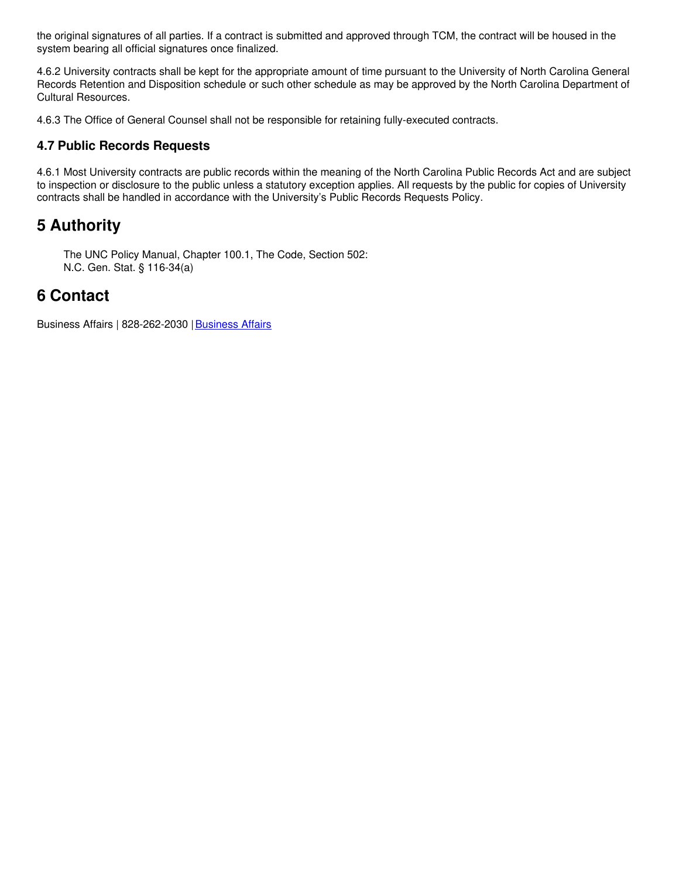the original signatures of all parties. If a contract is submitted and approved through TCM, the contract will be housed in the system bearing all official signatures once finalized.

4.6.2 University contracts shall be kept for the appropriate amount of time pursuant to the University of North Carolina General Records Retention and Disposition schedule or such other schedule as may be approved by the North Carolina Department of Cultural Resources.

4.6.3 The Office of General Counsel shall not be responsible for retaining fully-executed contracts.

### 4.7 Public Records Requests

4.6.1 Most University contracts are public records within the meaning of the North Carolina Public Records Act and are subject to inspection or disclosure to the public unless a statutory exception applies. All requests by the public for copies of University contracts shall be handled in accordance with the University's Public Records Requests Policy.

## 5 Authority

The UNC Policy Manual, Chapter 100.1, The Code, Section 502:
N.C. Gen. Stat. § 116-34(a)

## 6 Contact

Business Affairs | 828-262-2030 | Business Affairs